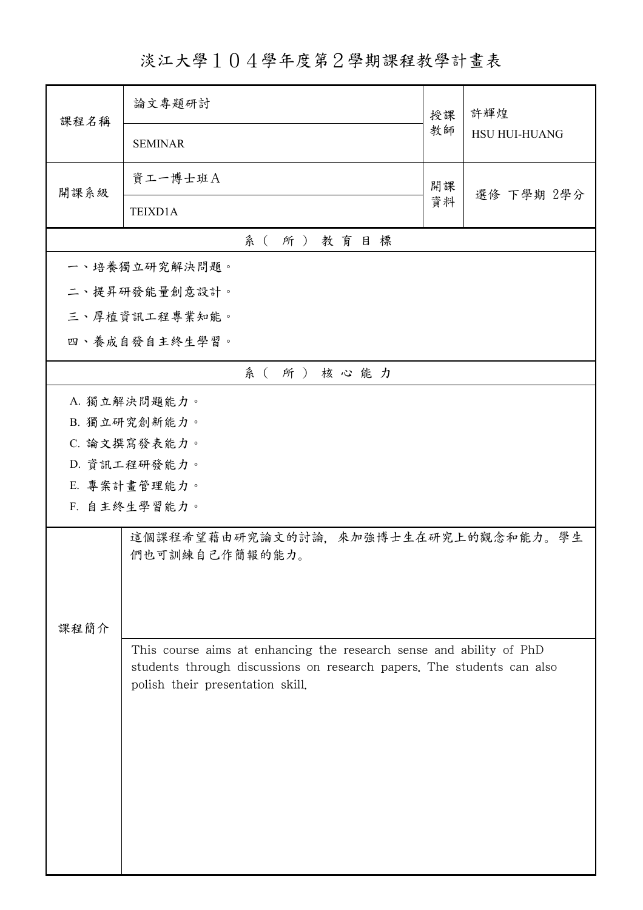# 淡江大學１０４學年度第２學期課程教學計畫表

| 課程名稱 | 論文專題研討 | 授課教師 | 許輝煌 |
| --- | --- | --- | --- |
| | SEMINAR | | HSU HUI-HUANG |
| 開課系級 | 資工一博士班Ａ | 開課資料 | 選修 下學期 2學分 |
| | TEIXD1A | | |

## 系（所）教育目標

一、培養獨立研究解決問題。

二、提昇研發能量創意設計。

三、厚植資訊工程專業知能。

四、養成自發自主終生學習。

## 系（所）核心能力

A. 獨立解決問題能力。

B. 獨立研究創新能力。

C. 論文撰寫發表能力。

D. 資訊工程研發能力。

E. 專案計畫管理能力。

F. 自主終生學習能力。

## 課程簡介

這個課程希望藉由研究論文的討論，來加強博士生在研究上的觀念和能力。學生們也可訓練自己作簡報的能力。

This course aims at enhancing the research sense and ability of PhD students through discussions on research papers. The students can also polish their presentation skill.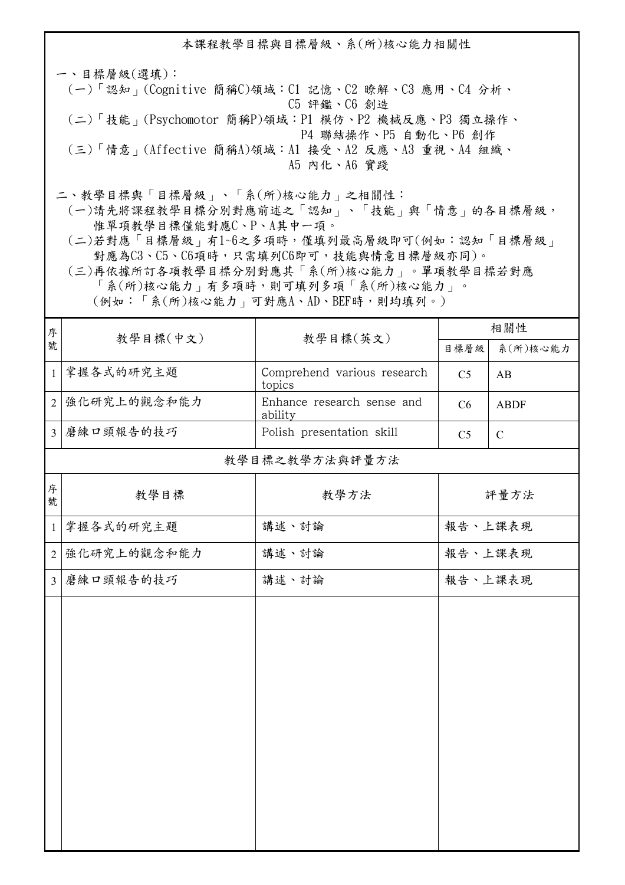## 本課程教學目標與目標層級、系(所)核心能力相關性

一、目標層級(選填)：

(一)「認知」(Cognitive 簡稱C)領域：C1 記憶、C2 瞭解、C3 應用、C4 分析、C5 評鑑、C6 創造

(二)「技能」(Psychomotor 簡稱P)領域：P1 模仿、P2 機械反應、P3 獨立操作、P4 聯結操作、P5 自動化、P6 創作

(三)「情意」(Affective 簡稱A)領域：A1 接受、A2 反應、A3 重視、A4 組織、A5 內化、A6 實踐

二、教學目標與「目標層級」、「系(所)核心能力」之相關性：

(一)請先將課程教學目標分別對應前述之「認知」、「技能」與「情意」的各目標層級，惟單項教學目標僅能對應C、P、A其中一項。

(二)若對應「目標層級」有1~6之多項時，僅填列最高層級即可(例如：認知「目標層級」對應為C3、C5、C6項時，只需填列C6即可，技能與情意目標層級亦同)。

(三)再依據所訂各項教學目標分別對應其「系(所)核心能力」。單項教學目標若對應「系(所)核心能力」有多項時，則可填列多項「系(所)核心能力」。(例如：「系(所)核心能力」可對應A、AD、BEF時，則均填列。)

| 序號 | 教學目標(中文) | 教學目標(英文) | 相關性 | |
|---|---|---|---|---|
| | | | 目標層級 | 系(所)核心能力 |
| 1 | 掌握各式的研究主題 | Comprehend various research topics | C5 | AB |
| 2 | 強化研究上的觀念和能力 | Enhance research sense and ability | C6 | ABDF |
| 3 | 磨練口頭報告的技巧 | Polish presentation skill | C5 | C |

## 教學目標之教學方法與評量方法

| 序號 | 教學目標 | 教學方法 | 評量方法 |
|---|---|---|---|
| 1 | 掌握各式的研究主題 | 講述、討論 | 報告、上課表現 |
| 2 | 強化研究上的觀念和能力 | 講述、討論 | 報告、上課表現 |
| 3 | 磨練口頭報告的技巧 | 講述、討論 | 報告、上課表現 |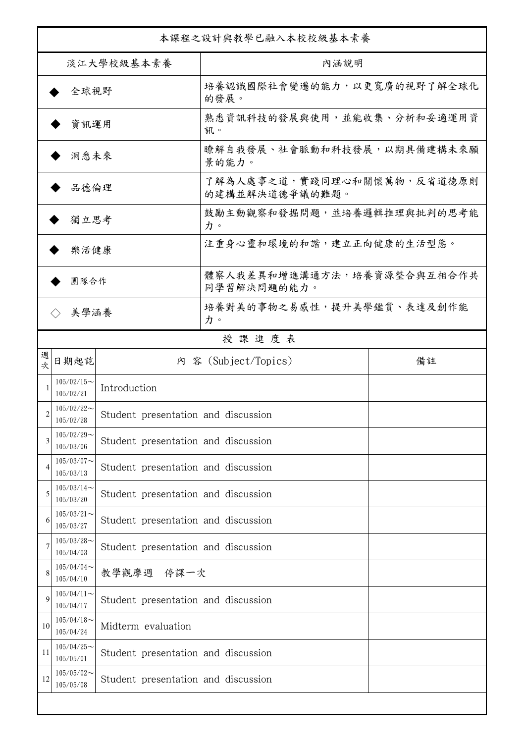| 本課程之設計與教學已融入本校校級基本素養 | |
|---|---|
| 淡江大學校級基本素養 | 內涵說明 |
| ◆ 全球視野 | 培養認識國際社會變遷的能力，以更寬廣的視野了解全球化的發展。 |
| ◆ 資訊運用 | 熟悉資訊科技的發展與使用，並能收集、分析和妥適運用資訊。 |
| ◆ 洞悉未來 | 瞭解自我發展、社會脈動和科技發展，以期具備建構未來願景的能力。 |
| ◆ 品德倫理 | 了解為人處事之道，實踐同理心和關懷萬物，反省道德原則的建構並解決道德爭議的難題。 |
| ◆ 獨立思考 | 鼓勵主動觀察和發掘問題，並培養邏輯推理與批判的思考能力。 |
| ◆ 樂活健康 | 注重身心靈和環境的和諧，建立正向健康的生活型態。 |
| ◆ 團隊合作 | 體察人我差異和增進溝通方法，培養資源整合與互相合作共同學習解決問題的能力。 |
| ◇ 美學涵養 | 培養對美的事物之易感性，提升美學鑑賞、表達及創作能力。 |

授 課 進 度 表

| 週次 | 日期起訖 | 內 容 (Subject/Topics) | 備註 |
|---|---|---|---|
| 1 | 105/02/15～105/02/21 | Introduction | |
| 2 | 105/02/22～105/02/28 | Student presentation and discussion | |
| 3 | 105/02/29～105/03/06 | Student presentation and discussion | |
| 4 | 105/03/07～105/03/13 | Student presentation and discussion | |
| 5 | 105/03/14～105/03/20 | Student presentation and discussion | |
| 6 | 105/03/21～105/03/27 | Student presentation and discussion | |
| 7 | 105/03/28～105/04/03 | Student presentation and discussion | |
| 8 | 105/04/04～105/04/10 | 教學觀摩週　停課一次 | |
| 9 | 105/04/11～105/04/17 | Student presentation and discussion | |
| 10 | 105/04/18～105/04/24 | Midterm evaluation | |
| 11 | 105/04/25～105/05/01 | Student presentation and discussion | |
| 12 | 105/05/02～105/05/08 | Student presentation and discussion | |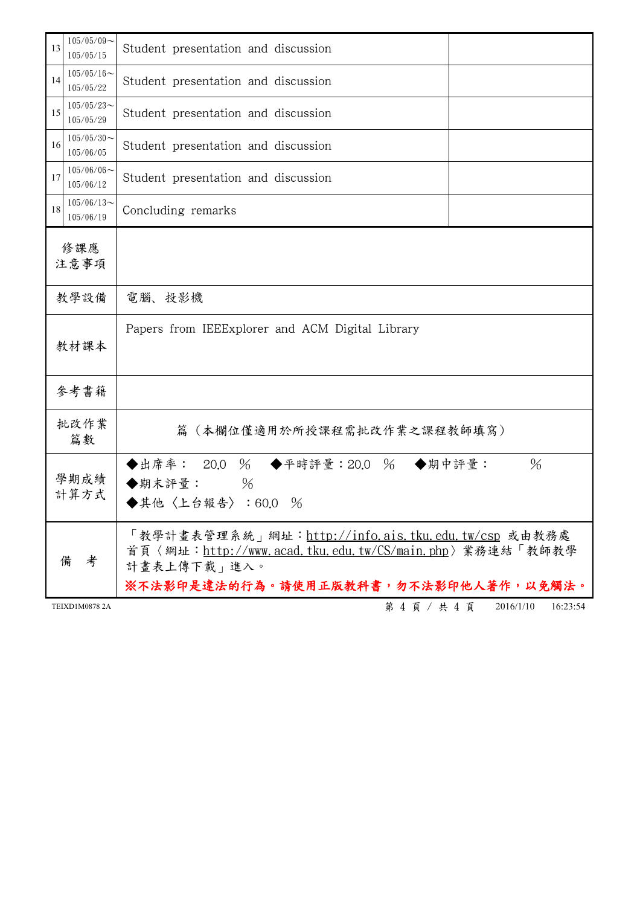| | | | |
|---|---|---|---|
| 13 | 105/05/09～105/05/15 | Student presentation and discussion | |
| 14 | 105/05/16～105/05/22 | Student presentation and discussion | |
| 15 | 105/05/23～105/05/29 | Student presentation and discussion | |
| 16 | 105/05/30～105/06/05 | Student presentation and discussion | |
| 17 | 105/06/06～105/06/12 | Student presentation and discussion | |
| 18 | 105/06/13～105/06/19 | Concluding remarks | |

| | |
|---|---|
| 修課應注意事項 | |
| 教學設備 | 電腦、投影機 |
| 教材課本 | Papers from IEEExplorer and ACM Digital Library |
| 參考書籍 | |
| 批改作業篇數 | 篇（本欄位僅適用於所授課程需批改作業之課程教師填寫） |
| 學期成績計算方式 | ◆出席率： 20.0 ％ ◆平時評量：20.0 ％ ◆期中評量： ％<br>◆期末評量： ％<br>◆其他〈上台報告〉：60.0 ％ |
| 備　考 | 「教學計畫表管理系統」網址：http://info.ais.tku.edu.tw/csp 或由教務處首頁〈網址：http://www.acad.tku.edu.tw/CS/main.php〉業務連結「教師教學計畫表上傳下載」進入。<br>**※不法影印是違法的行為。請使用正版教科書，勿不法影印他人著作，以免觸法。** |

TEIXD1M0878 2A